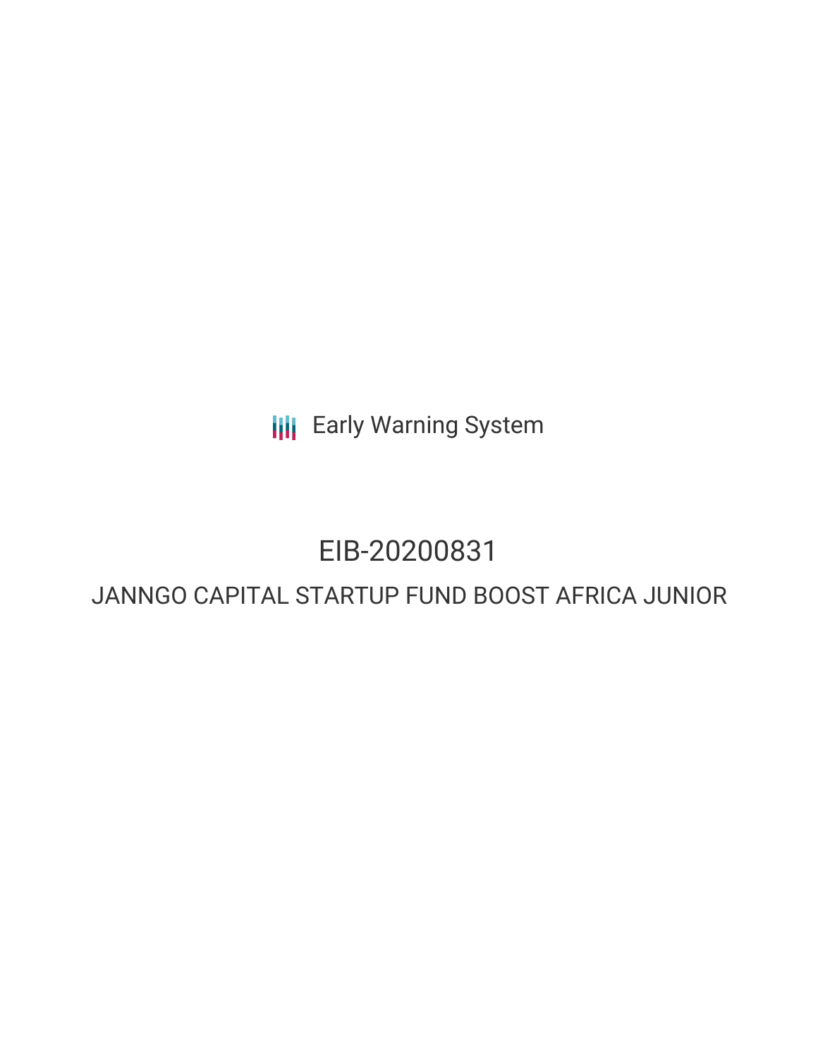Early Warning System

# EIB-20200831

## JANNGO CAPITAL STARTUP FUND BOOST AFRICA JUNIOR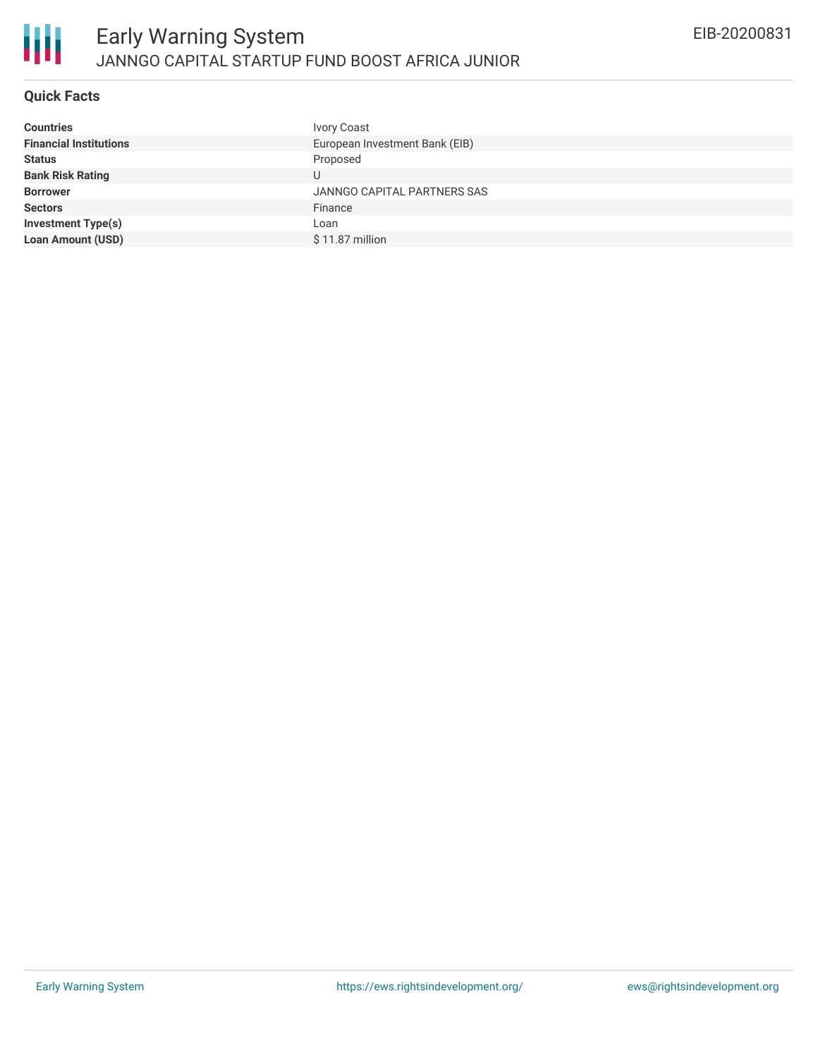# Early Warning System

JANNGO CAPITAL STARTUP FUND BOOST AFRICA JUNIOR

EIB-20200831

## Quick Facts

| | |
|---|---|
| **Countries** | Ivory Coast |
| **Financial Institutions** | European Investment Bank (EIB) |
| **Status** | Proposed |
| **Bank Risk Rating** | U |
| **Borrower** | JANNGO CAPITAL PARTNERS SAS |
| **Sectors** | Finance |
| **Investment Type(s)** | Loan |
| **Loan Amount (USD)** | $ 11.87 million |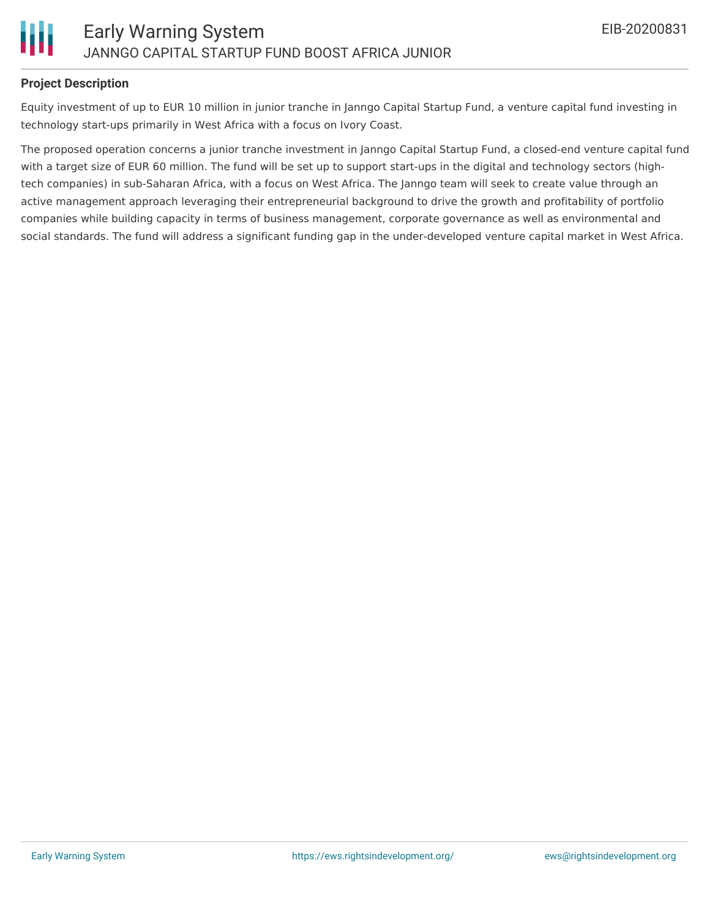**Project Description**

Equity investment of up to EUR 10 million in junior tranche in Janngo Capital Startup Fund, a venture capital fund investing in technology start-ups primarily in West Africa with a focus on Ivory Coast.

The proposed operation concerns a junior tranche investment in Janngo Capital Startup Fund, a closed-end venture capital fund with a target size of EUR 60 million. The fund will be set up to support start-ups in the digital and technology sectors (high-tech companies) in sub-Saharan Africa, with a focus on West Africa. The Janngo team will seek to create value through an active management approach leveraging their entrepreneurial background to drive the growth and profitability of portfolio companies while building capacity in terms of business management, corporate governance as well as environmental and social standards. The fund will address a significant funding gap in the under-developed venture capital market in West Africa.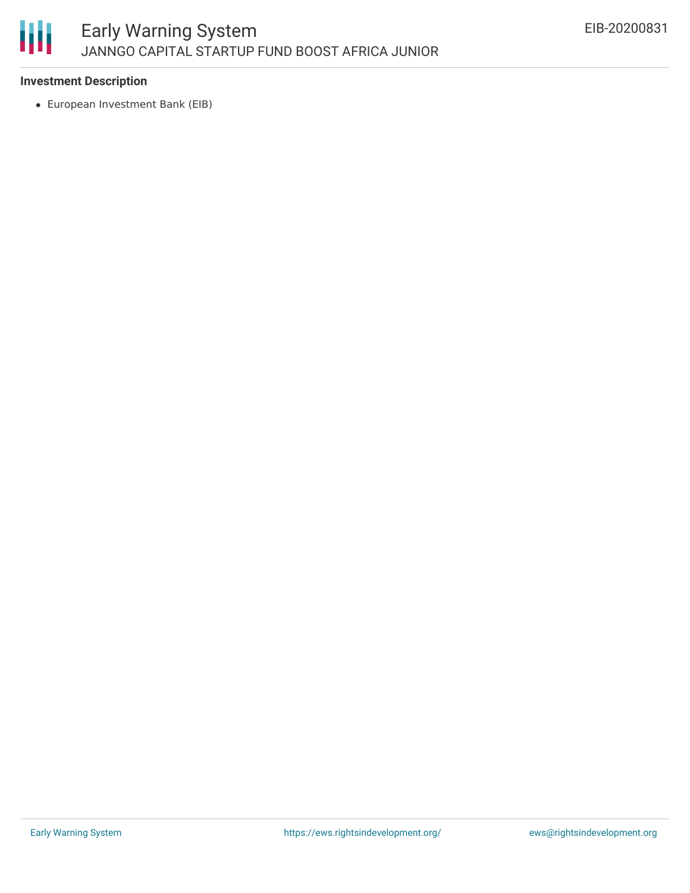**Investment Description**

- European Investment Bank (EIB)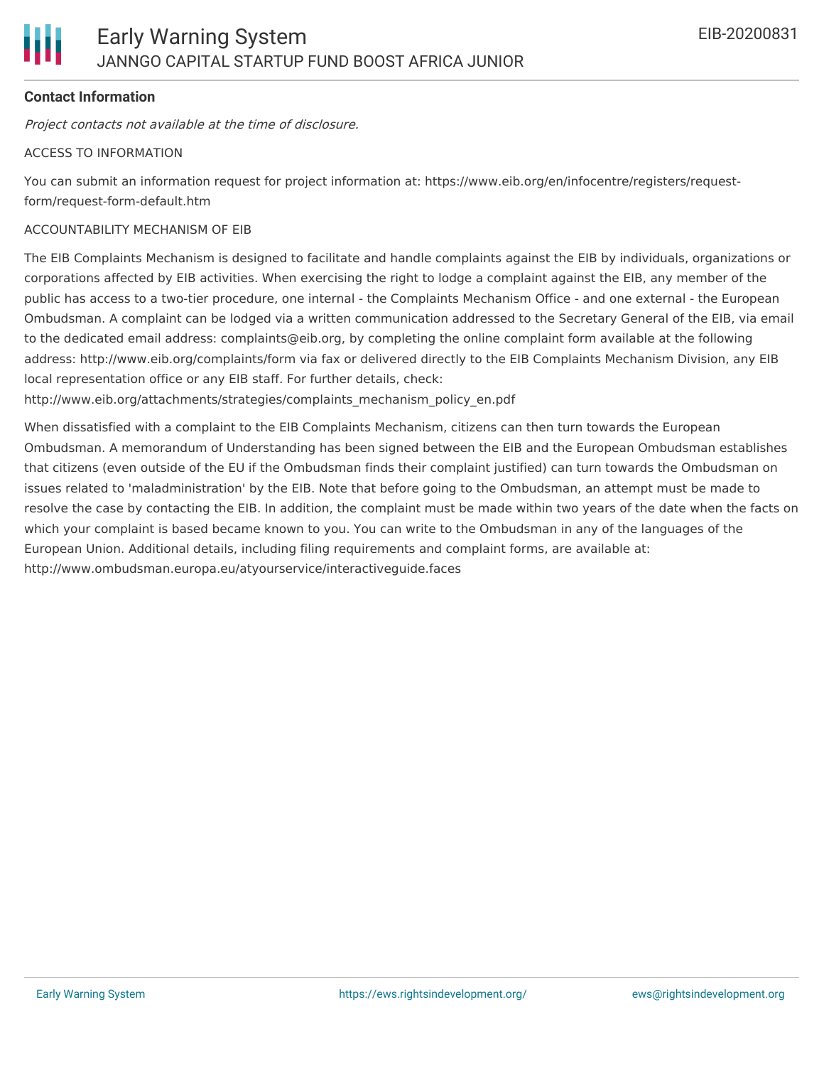**Contact Information**

*Project contacts not available at the time of disclosure.*

ACCESS TO INFORMATION

You can submit an information request for project information at: https://www.eib.org/en/infocentre/registers/request-form/request-form-default.htm

ACCOUNTABILITY MECHANISM OF EIB

The EIB Complaints Mechanism is designed to facilitate and handle complaints against the EIB by individuals, organizations or corporations affected by EIB activities. When exercising the right to lodge a complaint against the EIB, any member of the public has access to a two-tier procedure, one internal - the Complaints Mechanism Office - and one external - the European Ombudsman. A complaint can be lodged via a written communication addressed to the Secretary General of the EIB, via email to the dedicated email address: complaints@eib.org, by completing the online complaint form available at the following address: http://www.eib.org/complaints/form via fax or delivered directly to the EIB Complaints Mechanism Division, any EIB local representation office or any EIB staff. For further details, check: http://www.eib.org/attachments/strategies/complaints_mechanism_policy_en.pdf

When dissatisfied with a complaint to the EIB Complaints Mechanism, citizens can then turn towards the European Ombudsman. A memorandum of Understanding has been signed between the EIB and the European Ombudsman establishes that citizens (even outside of the EU if the Ombudsman finds their complaint justified) can turn towards the Ombudsman on issues related to 'maladministration' by the EIB. Note that before going to the Ombudsman, an attempt must be made to resolve the case by contacting the EIB. In addition, the complaint must be made within two years of the date when the facts on which your complaint is based became known to you. You can write to the Ombudsman in any of the languages of the European Union. Additional details, including filing requirements and complaint forms, are available at: http://www.ombudsman.europa.eu/atyourservice/interactiveguide.faces